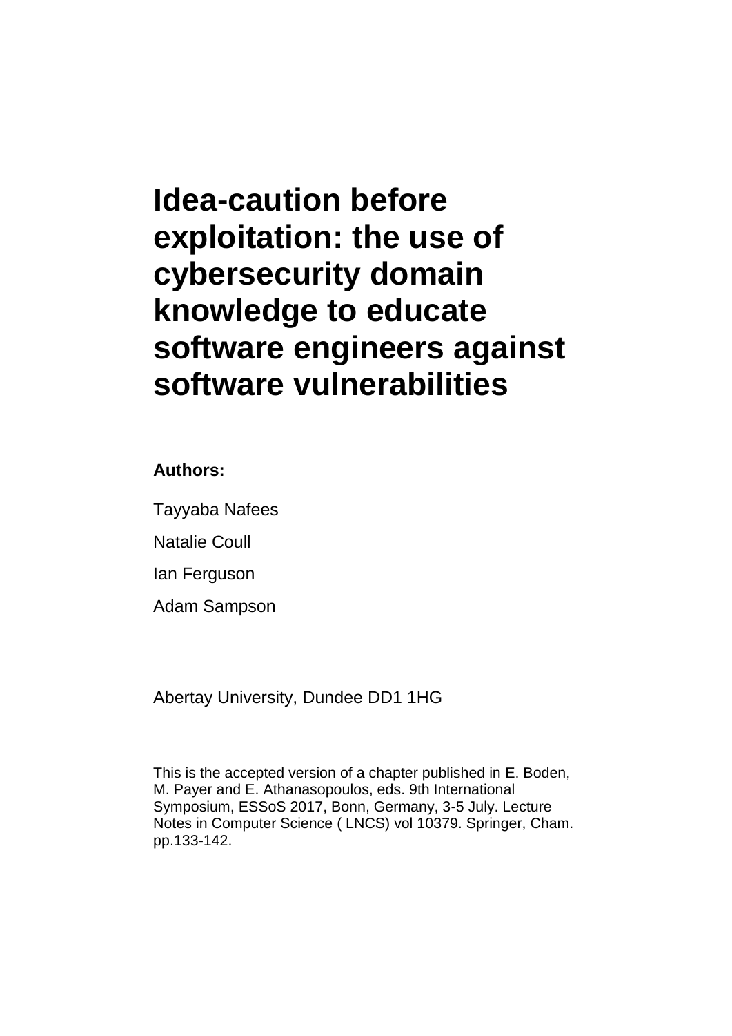# Idea-caution before exploitation: the use of cybersecurity domain knowledge to educate software engineers against software vulnerabilities

**Authors:**

Tayyaba Nafees

Natalie Coull

Ian Ferguson

Adam Sampson

Abertay University, Dundee DD1 1HG

This is the accepted version of a chapter published in E. Boden, M. Payer and E. Athanasopoulos, eds. 9th International Symposium, ESSoS 2017, Bonn, Germany, 3-5 July. Lecture Notes in Computer Science ( LNCS) vol 10379. Springer, Cham. pp.133-142.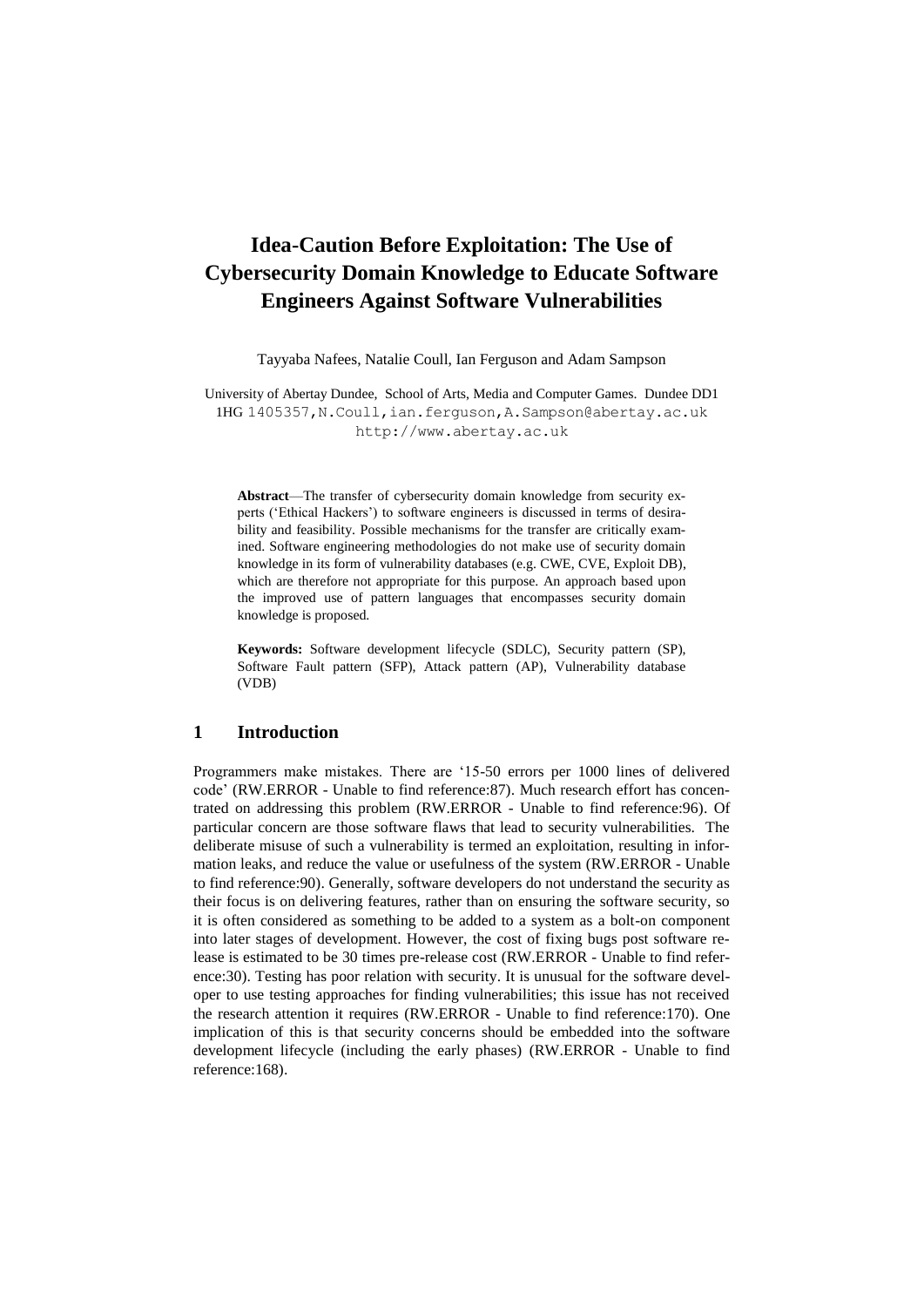# Idea-Caution Before Exploitation: The Use of Cybersecurity Domain Knowledge to Educate Software Engineers Against Software Vulnerabilities

Tayyaba Nafees, Natalie Coull, Ian Ferguson and Adam Sampson

University of Abertay Dundee, School of Arts, Media and Computer Games. Dundee DD1 1HG 1405357,N.Coull,ian.ferguson,A.Sampson@abertay.ac.uk
http://www.abertay.ac.uk

**Abstract**—The transfer of cybersecurity domain knowledge from security experts ('Ethical Hackers') to software engineers is discussed in terms of desirability and feasibility. Possible mechanisms for the transfer are critically examined. Software engineering methodologies do not make use of security domain knowledge in its form of vulnerability databases (e.g. CWE, CVE, Exploit DB), which are therefore not appropriate for this purpose. An approach based upon the improved use of pattern languages that encompasses security domain knowledge is proposed.

**Keywords:** Software development lifecycle (SDLC), Security pattern (SP), Software Fault pattern (SFP), Attack pattern (AP), Vulnerability database (VDB)

## 1 Introduction

Programmers make mistakes. There are '15-50 errors per 1000 lines of delivered code' (RW.ERROR - Unable to find reference:87). Much research effort has concentrated on addressing this problem (RW.ERROR - Unable to find reference:96). Of particular concern are those software flaws that lead to security vulnerabilities. The deliberate misuse of such a vulnerability is termed an exploitation, resulting in information leaks, and reduce the value or usefulness of the system (RW.ERROR - Unable to find reference:90). Generally, software developers do not understand the security as their focus is on delivering features, rather than on ensuring the software security, so it is often considered as something to be added to a system as a bolt-on component into later stages of development. However, the cost of fixing bugs post software release is estimated to be 30 times pre-release cost (RW.ERROR - Unable to find reference:30). Testing has poor relation with security. It is unusual for the software developer to use testing approaches for finding vulnerabilities; this issue has not received the research attention it requires (RW.ERROR - Unable to find reference:170). One implication of this is that security concerns should be embedded into the software development lifecycle (including the early phases) (RW.ERROR - Unable to find reference:168).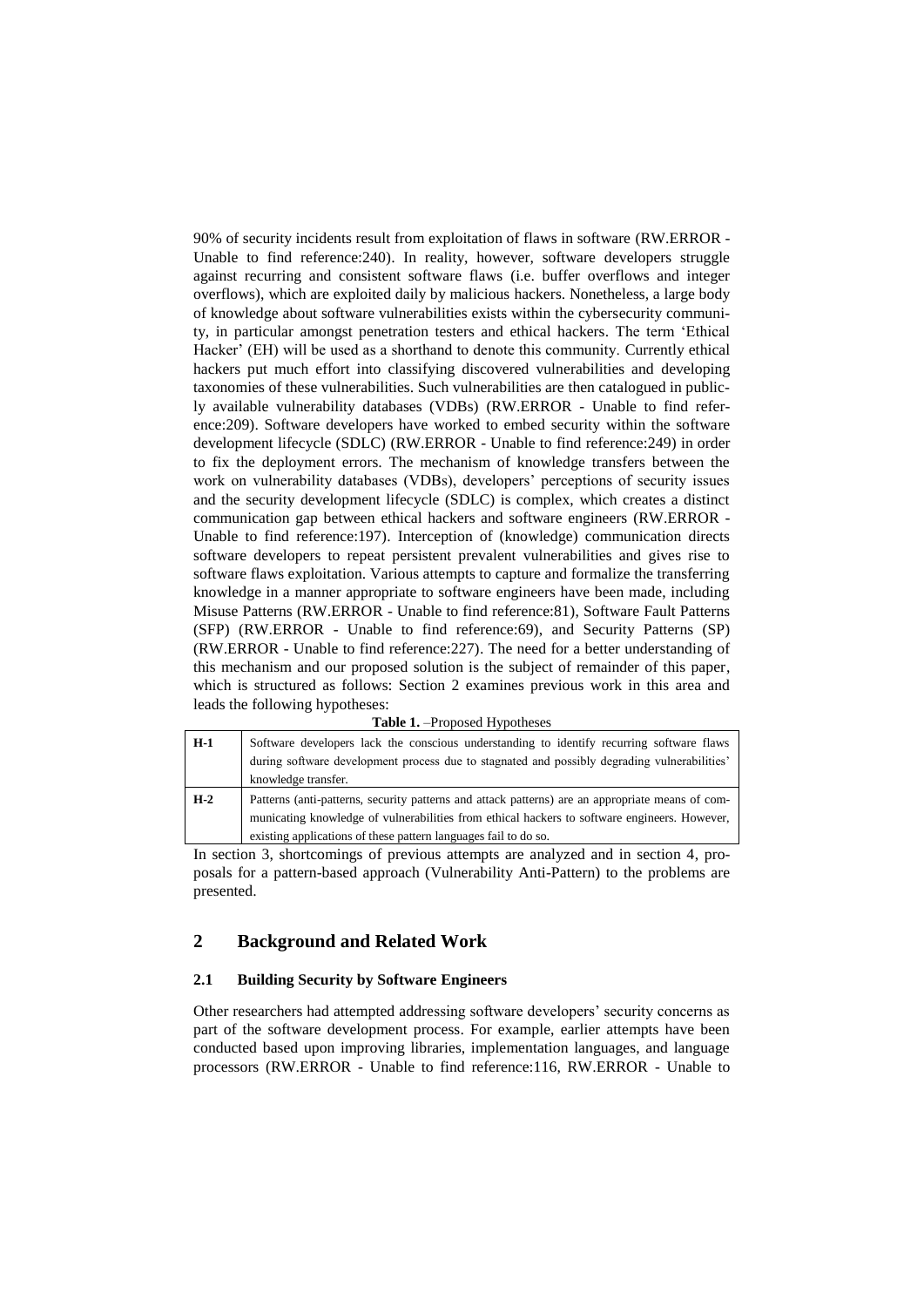90% of security incidents result from exploitation of flaws in software (RW.ERROR - Unable to find reference:240). In reality, however, software developers struggle against recurring and consistent software flaws (i.e. buffer overflows and integer overflows), which are exploited daily by malicious hackers. Nonetheless, a large body of knowledge about software vulnerabilities exists within the cybersecurity community, in particular amongst penetration testers and ethical hackers. The term 'Ethical Hacker' (EH) will be used as a shorthand to denote this community. Currently ethical hackers put much effort into classifying discovered vulnerabilities and developing taxonomies of these vulnerabilities. Such vulnerabilities are then catalogued in publicly available vulnerability databases (VDBs) (RW.ERROR - Unable to find reference:209). Software developers have worked to embed security within the software development lifecycle (SDLC) (RW.ERROR - Unable to find reference:249) in order to fix the deployment errors. The mechanism of knowledge transfers between the work on vulnerability databases (VDBs), developers' perceptions of security issues and the security development lifecycle (SDLC) is complex, which creates a distinct communication gap between ethical hackers and software engineers (RW.ERROR - Unable to find reference:197). Interception of (knowledge) communication directs software developers to repeat persistent prevalent vulnerabilities and gives rise to software flaws exploitation. Various attempts to capture and formalize the transferring knowledge in a manner appropriate to software engineers have been made, including Misuse Patterns (RW.ERROR - Unable to find reference:81), Software Fault Patterns (SFP) (RW.ERROR - Unable to find reference:69), and Security Patterns (SP) (RW.ERROR - Unable to find reference:227). The need for a better understanding of this mechanism and our proposed solution is the subject of remainder of this paper, which is structured as follows: Section 2 examines previous work in this area and leads the following hypotheses:

**Table 1.** –Proposed Hypotheses

| | |
|---|---|
| **H-1** | Software developers lack the conscious understanding to identify recurring software flaws during software development process due to stagnated and possibly degrading vulnerabilities' knowledge transfer. |
| **H-2** | Patterns (anti-patterns, security patterns and attack patterns) are an appropriate means of communicating knowledge of vulnerabilities from ethical hackers to software engineers. However, existing applications of these pattern languages fail to do so. |

In section 3, shortcomings of previous attempts are analyzed and in section 4, proposals for a pattern-based approach (Vulnerability Anti-Pattern) to the problems are presented.

## 2 Background and Related Work

### 2.1 Building Security by Software Engineers

Other researchers had attempted addressing software developers' security concerns as part of the software development process. For example, earlier attempts have been conducted based upon improving libraries, implementation languages, and language processors (RW.ERROR - Unable to find reference:116, RW.ERROR - Unable to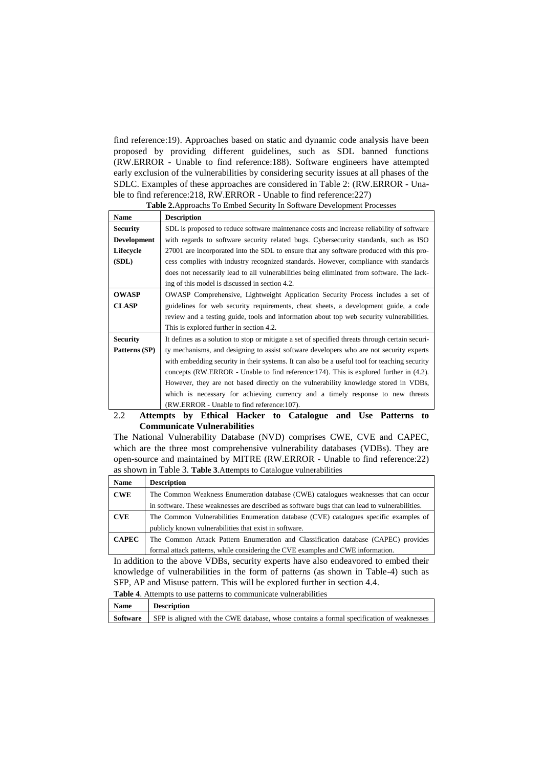find reference:19). Approaches based on static and dynamic code analysis have been proposed by providing different guidelines, such as SDL banned functions (RW.ERROR - Unable to find reference:188). Software engineers have attempted early exclusion of the vulnerabilities by considering security issues at all phases of the SDLC. Examples of these approaches are considered in Table 2: (RW.ERROR - Unable to find reference:218, RW.ERROR - Unable to find reference:227)

**Table 2.** Approachs To Embed Security In Software Development Processes

| Name | Description |
|---|---|
| **Security Development Lifecycle (SDL)** | SDL is proposed to reduce software maintenance costs and increase reliability of software with regards to software security related bugs. Cybersecurity standards, such as ISO 27001 are incorporated into the SDL to ensure that any software produced with this process complies with industry recognized standards. However, compliance with standards does not necessarily lead to all vulnerabilities being eliminated from software. The lacking of this model is discussed in section 4.2. |
| **OWASP CLASP** | OWASP Comprehensive, Lightweight Application Security Process includes a set of guidelines for web security requirements, cheat sheets, a development guide, a code review and a testing guide, tools and information about top web security vulnerabilities. This is explored further in section 4.2. |
| **Security Patterns (SP)** | It defines as a solution to stop or mitigate a set of specified threats through certain security mechanisms, and designing to assist software developers who are not security experts with embedding security in their systems. It can also be a useful tool for teaching security concepts (RW.ERROR - Unable to find reference:174). This is explored further in (4.2). However, they are not based directly on the vulnerability knowledge stored in VDBs, which is necessary for achieving currency and a timely response to new threats (RW.ERROR - Unable to find reference:107). |

## 2.2 Attempts by Ethical Hacker to Catalogue and Use Patterns to Communicate Vulnerabilities

The National Vulnerability Database (NVD) comprises CWE, CVE and CAPEC, which are the three most comprehensive vulnerability databases (VDBs). They are open-source and maintained by MITRE (RW.ERROR - Unable to find reference:22) as shown in Table 3. **Table 3**. Attempts to Catalogue vulnerabilities

| Name | Description |
|---|---|
| **CWE** | The Common Weakness Enumeration database (CWE) catalogues weaknesses that can occur in software. These weaknesses are described as software bugs that can lead to vulnerabilities. |
| **CVE** | The Common Vulnerabilities Enumeration database (CVE) catalogues specific examples of publicly known vulnerabilities that exist in software. |
| **CAPEC** | The Common Attack Pattern Enumeration and Classification database (CAPEC) provides formal attack patterns, while considering the CVE examples and CWE information. |

In addition to the above VDBs, security experts have also endeavored to embed their knowledge of vulnerabilities in the form of patterns (as shown in Table-4) such as SFP, AP and Misuse pattern. This will be explored further in section 4.4.

**Table 4**. Attempts to use patterns to communicate vulnerabilities

| Name | Description |
|---|---|
| **Software** | SFP is aligned with the CWE database, whose contains a formal specification of weaknesses |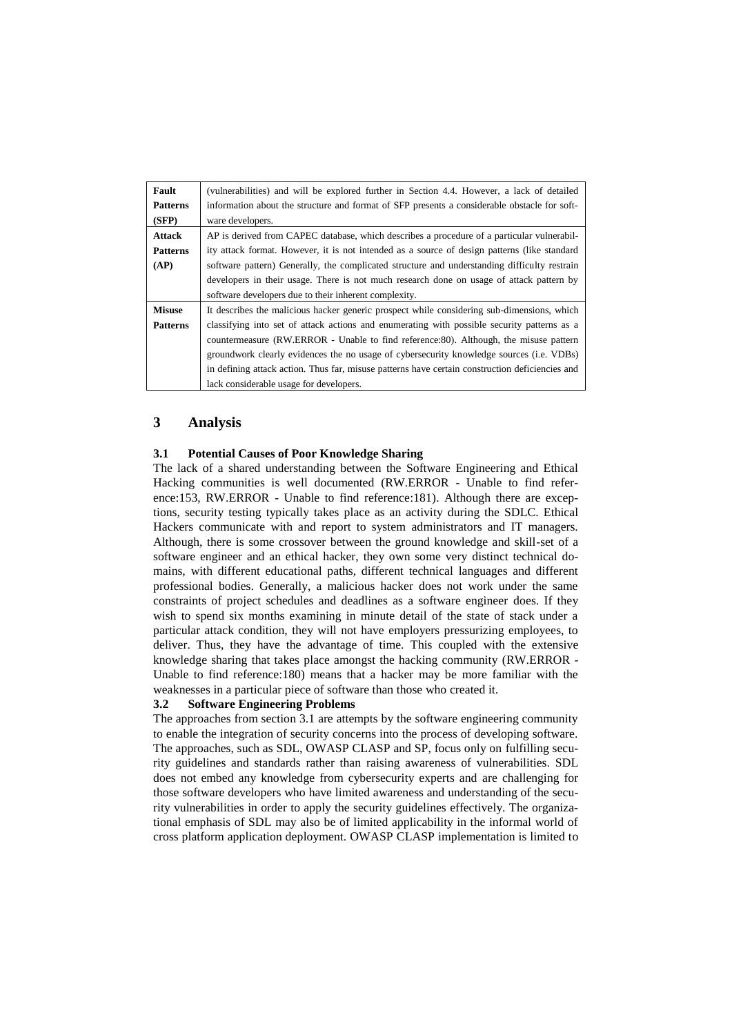| | |
|---|---|
| **Fault Patterns (SFP)** | (vulnerabilities) and will be explored further in Section 4.4. However, a lack of detailed information about the structure and format of SFP presents a considerable obstacle for software developers. |
| **Attack Patterns (AP)** | AP is derived from CAPEC database, which describes a procedure of a particular vulnerability attack format. However, it is not intended as a source of design patterns (like standard software pattern) Generally, the complicated structure and understanding difficulty restrain developers in their usage. There is not much research done on usage of attack pattern by software developers due to their inherent complexity. |
| **Misuse Patterns** | It describes the malicious hacker generic prospect while considering sub-dimensions, which classifying into set of attack actions and enumerating with possible security patterns as a countermeasure (RW.ERROR - Unable to find reference:80). Although, the misuse pattern groundwork clearly evidences the no usage of cybersecurity knowledge sources (i.e. VDBs) in defining attack action. Thus far, misuse patterns have certain construction deficiencies and lack considerable usage for developers. |

# 3 Analysis

## 3.1 Potential Causes of Poor Knowledge Sharing

The lack of a shared understanding between the Software Engineering and Ethical Hacking communities is well documented (RW.ERROR - Unable to find reference:153, RW.ERROR - Unable to find reference:181). Although there are exceptions, security testing typically takes place as an activity during the SDLC. Ethical Hackers communicate with and report to system administrators and IT managers. Although, there is some crossover between the ground knowledge and skill-set of a software engineer and an ethical hacker, they own some very distinct technical domains, with different educational paths, different technical languages and different professional bodies. Generally, a malicious hacker does not work under the same constraints of project schedules and deadlines as a software engineer does. If they wish to spend six months examining in minute detail of the state of stack under a particular attack condition, they will not have employers pressurizing employees, to deliver. Thus, they have the advantage of time. This coupled with the extensive knowledge sharing that takes place amongst the hacking community (RW.ERROR - Unable to find reference:180) means that a hacker may be more familiar with the weaknesses in a particular piece of software than those who created it.

## 3.2 Software Engineering Problems

The approaches from section 3.1 are attempts by the software engineering community to enable the integration of security concerns into the process of developing software. The approaches, such as SDL, OWASP CLASP and SP, focus only on fulfilling security guidelines and standards rather than raising awareness of vulnerabilities. SDL does not embed any knowledge from cybersecurity experts and are challenging for those software developers who have limited awareness and understanding of the security vulnerabilities in order to apply the security guidelines effectively. The organizational emphasis of SDL may also be of limited applicability in the informal world of cross platform application deployment. OWASP CLASP implementation is limited to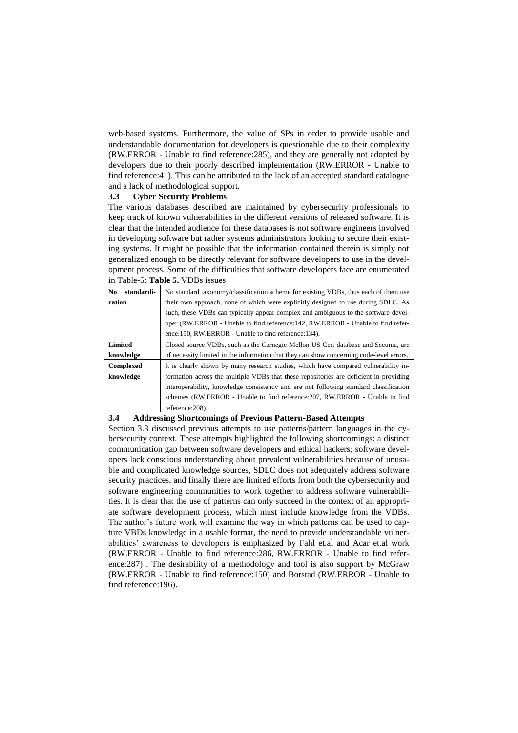web-based systems. Furthermore, the value of SPs in order to provide usable and understandable documentation for developers is questionable due to their complexity (RW.ERROR - Unable to find reference:285), and they are generally not adopted by developers due to their poorly described implementation (RW.ERROR - Unable to find reference:41). This can be attributed to the lack of an accepted standard catalogue and a lack of methodological support.

### 3.3 Cyber Security Problems

The various databases described are maintained by cybersecurity professionals to keep track of known vulnerabilities in the different versions of released software. It is clear that the intended audience for these databases is not software engineers involved in developing software but rather systems administrators looking to secure their existing systems. It might be possible that the information contained therein is simply not generalized enough to be directly relevant for software developers to use in the development process. Some of the difficulties that software developers face are enumerated in Table-5: **Table 5.** VDBs issues

| | |
|---|---|
| **No standardization** | No standard taxonomy/classification scheme for existing VDBs, thus each of them use their own approach, none of which were explicitly designed to use during SDLC. As such, these VDBs can typically appear complex and ambiguous to the software developer (RW.ERROR - Unable to find reference:142, RW.ERROR - Unable to find reference:150, RW.ERROR - Unable to find reference:134). |
| **Limited knowledge** | Closed source VDBs, such as the Carnegie-Mellon US Cert database and Secunia, are of necessity limited in the information that they can show concerning code-level errors. |
| **Complexed knowledge** | It is clearly shown by many research studies, which have compared vulnerability information across the multiple VDBs that these repositories are deficient in providing interoperability, knowledge consistency and are not following standard classification schemes (RW.ERROR - Unable to find reference:207, RW.ERROR - Unable to find reference:208). |

### 3.4 Addressing Shortcomings of Previous Pattern-Based Attempts

Section 3.3 discussed previous attempts to use patterns/pattern languages in the cybersecurity context. These attempts highlighted the following shortcomings: a distinct communication gap between software developers and ethical hackers; software developers lack conscious understanding about prevalent vulnerabilities because of unusable and complicated knowledge sources, SDLC does not adequately address software security practices, and finally there are limited efforts from both the cybersecurity and software engineering communities to work together to address software vulnerabilities. It is clear that the use of patterns can only succeed in the context of an appropriate software development process, which must include knowledge from the VDBs. The author's future work will examine the way in which patterns can be used to capture VBDs knowledge in a usable format, the need to provide understandable vulnerabilities' awareness to developers is emphasized by Fahl et.al and Acar et.al work (RW.ERROR - Unable to find reference:286, RW.ERROR - Unable to find reference:287) . The desirability of a methodology and tool is also support by McGraw (RW.ERROR - Unable to find reference:150) and Borstad (RW.ERROR - Unable to find reference:196).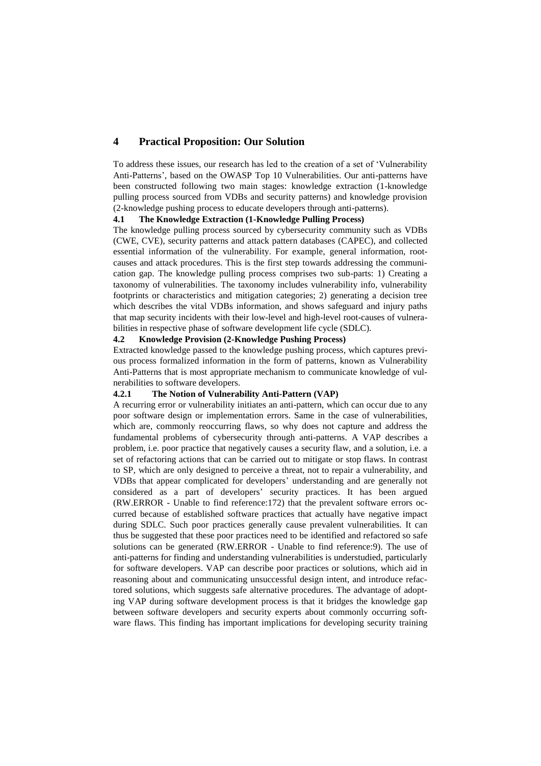# 4 Practical Proposition: Our Solution

To address these issues, our research has led to the creation of a set of 'Vulnerability Anti-Patterns', based on the OWASP Top 10 Vulnerabilities. Our anti-patterns have been constructed following two main stages: knowledge extraction (1-knowledge pulling process sourced from VDBs and security patterns) and knowledge provision (2-knowledge pushing process to educate developers through anti-patterns).

## 4.1 The Knowledge Extraction (1-Knowledge Pulling Process)

The knowledge pulling process sourced by cybersecurity community such as VDBs (CWE, CVE), security patterns and attack pattern databases (CAPEC), and collected essential information of the vulnerability. For example, general information, root-causes and attack procedures. This is the first step towards addressing the communication gap. The knowledge pulling process comprises two sub-parts: 1) Creating a taxonomy of vulnerabilities. The taxonomy includes vulnerability info, vulnerability footprints or characteristics and mitigation categories; 2) generating a decision tree which describes the vital VDBs information, and shows safeguard and injury paths that map security incidents with their low-level and high-level root-causes of vulnerabilities in respective phase of software development life cycle (SDLC).

## 4.2 Knowledge Provision (2-Knowledge Pushing Process)

Extracted knowledge passed to the knowledge pushing process, which captures previous process formalized information in the form of patterns, known as Vulnerability Anti-Patterns that is most appropriate mechanism to communicate knowledge of vulnerabilities to software developers.

### 4.2.1 The Notion of Vulnerability Anti-Pattern (VAP)

A recurring error or vulnerability initiates an anti-pattern, which can occur due to any poor software design or implementation errors. Same in the case of vulnerabilities, which are, commonly reoccurring flaws, so why does not capture and address the fundamental problems of cybersecurity through anti-patterns. A VAP describes a problem, i.e. poor practice that negatively causes a security flaw, and a solution, i.e. a set of refactoring actions that can be carried out to mitigate or stop flaws. In contrast to SP, which are only designed to perceive a threat, not to repair a vulnerability, and VDBs that appear complicated for developers' understanding and are generally not considered as a part of developers' security practices. It has been argued (RW.ERROR - Unable to find reference:172) that the prevalent software errors occurred because of established software practices that actually have negative impact during SDLC. Such poor practices generally cause prevalent vulnerabilities. It can thus be suggested that these poor practices need to be identified and refactored so safe solutions can be generated (RW.ERROR - Unable to find reference:9). The use of anti-patterns for finding and understanding vulnerabilities is understudied, particularly for software developers. VAP can describe poor practices or solutions, which aid in reasoning about and communicating unsuccessful design intent, and introduce refactored solutions, which suggests safe alternative procedures. The advantage of adopting VAP during software development process is that it bridges the knowledge gap between software developers and security experts about commonly occurring software flaws. This finding has important implications for developing security training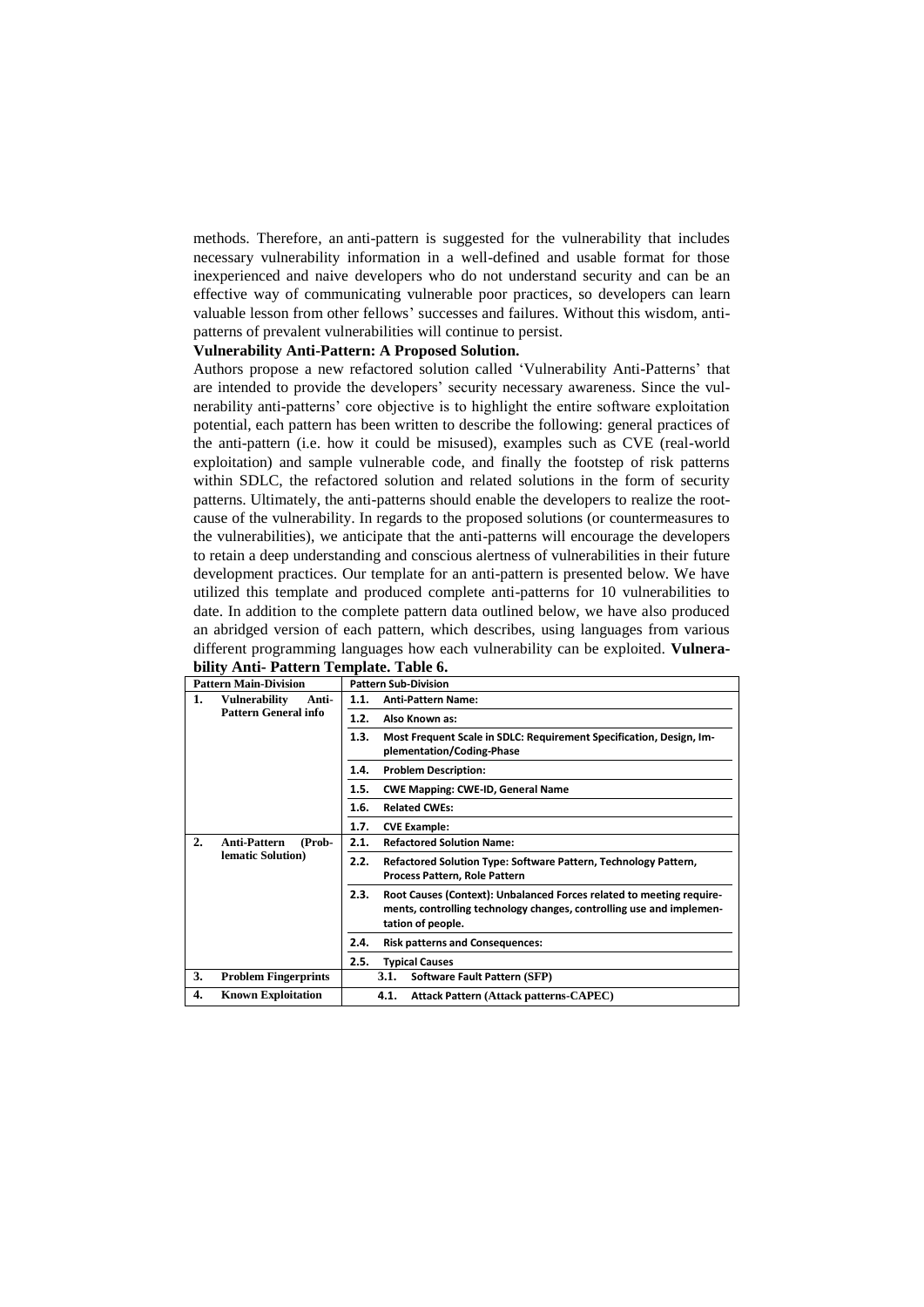methods. Therefore, an anti-pattern is suggested for the vulnerability that includes necessary vulnerability information in a well-defined and usable format for those inexperienced and naive developers who do not understand security and can be an effective way of communicating vulnerable poor practices, so developers can learn valuable lesson from other fellows' successes and failures. Without this wisdom, anti-patterns of prevalent vulnerabilities will continue to persist.

**Vulnerability Anti-Pattern: A Proposed Solution.**

Authors propose a new refactored solution called 'Vulnerability Anti-Patterns' that are intended to provide the developers' security necessary awareness. Since the vulnerability anti-patterns' core objective is to highlight the entire software exploitation potential, each pattern has been written to describe the following: general practices of the anti-pattern (i.e. how it could be misused), examples such as CVE (real-world exploitation) and sample vulnerable code, and finally the footstep of risk patterns within SDLC, the refactored solution and related solutions in the form of security patterns. Ultimately, the anti-patterns should enable the developers to realize the root-cause of the vulnerability. In regards to the proposed solutions (or countermeasures to the vulnerabilities), we anticipate that the anti-patterns will encourage the developers to retain a deep understanding and conscious alertness of vulnerabilities in their future development practices. Our template for an anti-pattern is presented below. We have utilized this template and produced complete anti-patterns for 10 vulnerabilities to date. In addition to the complete pattern data outlined below, we have also produced an abridged version of each pattern, which describes, using languages from various different programming languages how each vulnerability can be exploited. **Vulnerability Anti- Pattern Template. Table 6.**

| Pattern Main-Division | Pattern Sub-Division |
|---|---|
| 1. Vulnerability Anti-Pattern General info | 1.1. **Anti-Pattern Name:** |
| | 1.2. **Also Known as:** |
| | 1.3. **Most Frequent Scale in SDLC: Requirement Specification, Design, Implementation/Coding-Phase** |
| | 1.4. **Problem Description:** |
| | 1.5. **CWE Mapping: CWE-ID, General Name** |
| | 1.6. **Related CWEs:** |
| | 1.7. **CVE Example:** |
| 2. Anti-Pattern (Problematic Solution) | 2.1. **Refactored Solution Name:** |
| | 2.2. **Refactored Solution Type: Software Pattern, Technology Pattern, Process Pattern, Role Pattern** |
| | 2.3. **Root Causes (Context): Unbalanced Forces related to meeting requirements, controlling technology changes, controlling use and implementation of people.** |
| | 2.4. **Risk patterns and Consequences:** |
| | 2.5. **Typical Causes** |
| 3. Problem Fingerprints | 3.1. **Software Fault Pattern (SFP)** |
| 4. Known Exploitation | 4.1. **Attack Pattern (Attack patterns-CAPEC)** |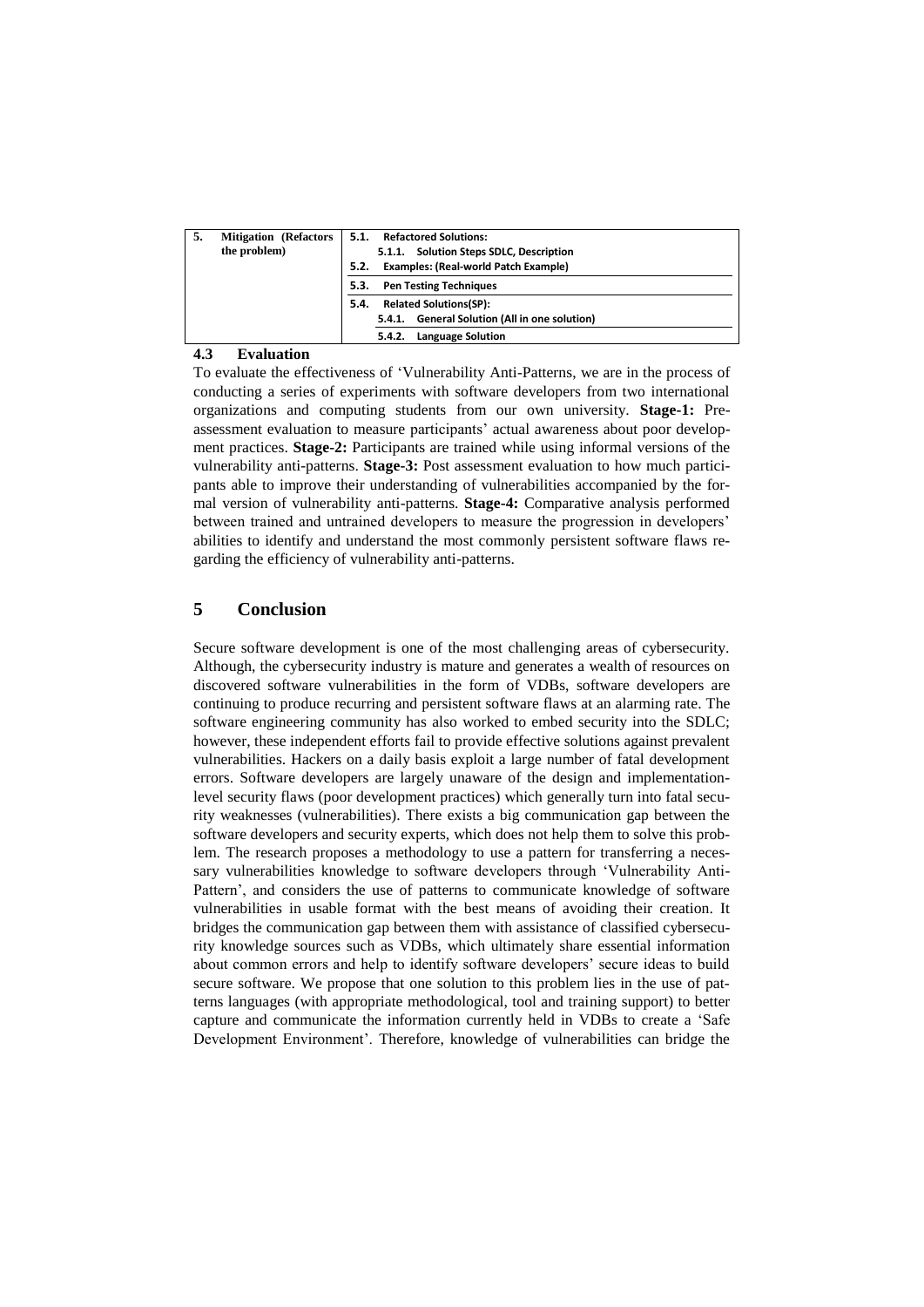| | | |
|---|---|---|
| 5. | Mitigation (Refactors the problem) | 5.1. Refactored Solutions:<br>5.1.1. Solution Steps SDLC, Description<br>5.2. Examples: (Real-world Patch Example) |
| | | 5.3. Pen Testing Techniques |
| | | 5.4. Related Solutions(SP):<br>5.4.1. General Solution (All in one solution) |
| | | 5.4.2. Language Solution |

### 4.3 Evaluation

To evaluate the effectiveness of 'Vulnerability Anti-Patterns, we are in the process of conducting a series of experiments with software developers from two international organizations and computing students from our own university. **Stage-1:** Pre-assessment evaluation to measure participants' actual awareness about poor development practices. **Stage-2:** Participants are trained while using informal versions of the vulnerability anti-patterns. **Stage-3:** Post assessment evaluation to how much participants able to improve their understanding of vulnerabilities accompanied by the formal version of vulnerability anti-patterns. **Stage-4:** Comparative analysis performed between trained and untrained developers to measure the progression in developers' abilities to identify and understand the most commonly persistent software flaws regarding the efficiency of vulnerability anti-patterns.

## 5 Conclusion

Secure software development is one of the most challenging areas of cybersecurity. Although, the cybersecurity industry is mature and generates a wealth of resources on discovered software vulnerabilities in the form of VDBs, software developers are continuing to produce recurring and persistent software flaws at an alarming rate. The software engineering community has also worked to embed security into the SDLC; however, these independent efforts fail to provide effective solutions against prevalent vulnerabilities. Hackers on a daily basis exploit a large number of fatal development errors. Software developers are largely unaware of the design and implementation-level security flaws (poor development practices) which generally turn into fatal security weaknesses (vulnerabilities). There exists a big communication gap between the software developers and security experts, which does not help them to solve this problem. The research proposes a methodology to use a pattern for transferring a necessary vulnerabilities knowledge to software developers through 'Vulnerability Anti-Pattern', and considers the use of patterns to communicate knowledge of software vulnerabilities in usable format with the best means of avoiding their creation. It bridges the communication gap between them with assistance of classified cybersecurity knowledge sources such as VDBs, which ultimately share essential information about common errors and help to identify software developers' secure ideas to build secure software. We propose that one solution to this problem lies in the use of patterns languages (with appropriate methodological, tool and training support) to better capture and communicate the information currently held in VDBs to create a 'Safe Development Environment'. Therefore, knowledge of vulnerabilities can bridge the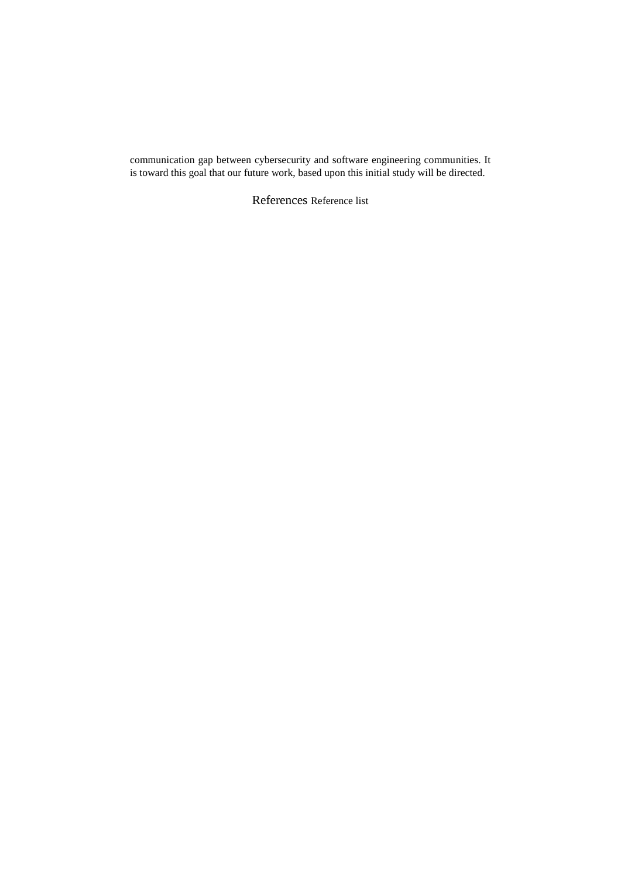communication gap between cybersecurity and software engineering communities. It is toward this goal that our future work, based upon this initial study will be directed.

## References Reference list